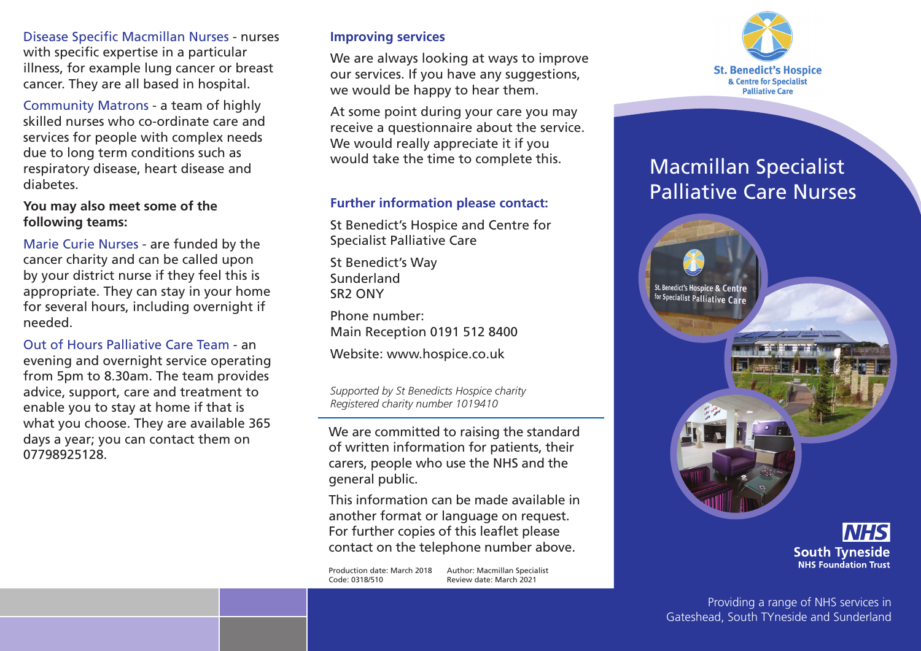Disease Specific Macmillan Nurses - nurses with specific expertise in a particular illness, for example lung cancer or breast cancer. They are all based in hospital.

Community Matrons - a team of highly skilled nurses who co-ordinate care and services for people with complex needs due to long term conditions such as respiratory disease, heart disease and diabetes.

**You may also meet some of the following teams:**

Marie Curie Nurses - are funded by the cancer charity and can be called upon by your district nurse if they feel this is appropriate. They can stay in your home for several hours, including overnight if needed.

Out of Hours Palliative Care Team - an evening and overnight service operating from 5pm to 8.30am. The team provides advice, support, care and treatment to enable you to stay at home if that is what you choose. They are available 365 days a year; you can contact them on 07798925128.

## Improving services

We are always looking at ways to improve our services. If you have any suggestions, we would be happy to hear them.

At some point during your care you may receive a questionnaire about the service. We would really appreciate it if you would take the time to complete this.

## Further information please contact:

St Benedict's Hospice and Centre for Specialist Palliative Care

St Benedict's Way
Sunderland
SR2 ONY

Phone number:
Main Reception 0191 512 8400

Website: www.hospice.co.uk

*Supported by St Benedicts Hospice charity*
*Registered charity number 1019410*

We are committed to raising the standard of written information for patients, their carers, people who use the NHS and the general public.

This information can be made available in another format or language on request. For further copies of this leaflet please contact on the telephone number above.

Production date: March 2018
Code: 0318/510
Author: Macmillan Specialist
Review date: March 2021

St. Benedict's Hospice
& Centre for Specialist Palliative Care

# Macmillan Specialist Palliative Care Nurses

NHS
South Tyneside
NHS Foundation Trust

Providing a range of NHS services in Gateshead, South TYneside and Sunderland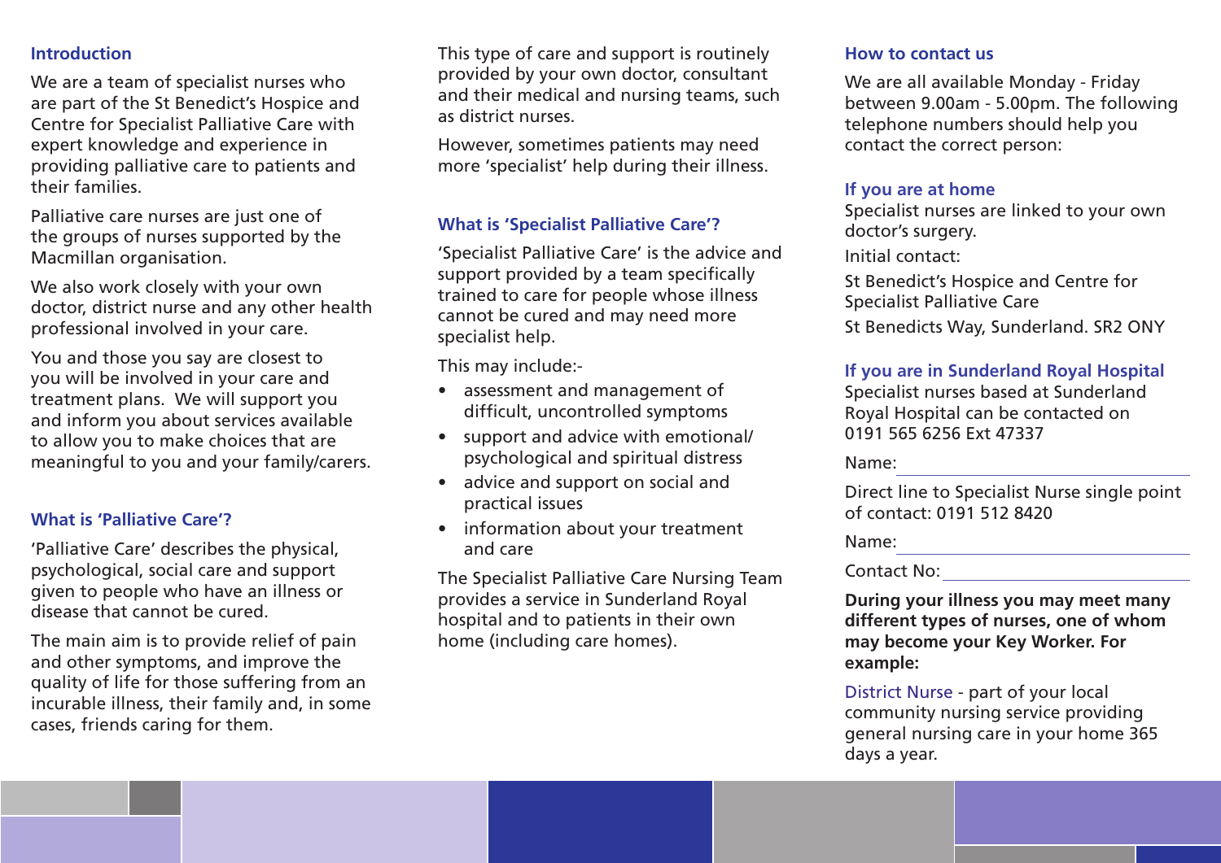## Introduction

We are a team of specialist nurses who are part of the St Benedict's Hospice and Centre for Specialist Palliative Care with expert knowledge and experience in providing palliative care to patients and their families.

Palliative care nurses are just one of the groups of nurses supported by the Macmillan organisation.

We also work closely with your own doctor, district nurse and any other health professional involved in your care.

You and those you say are closest to you will be involved in your care and treatment plans. We will support you and inform you about services available to allow you to make choices that are meaningful to you and your family/carers.

## What is 'Palliative Care'?

'Palliative Care' describes the physical, psychological, social care and support given to people who have an illness or disease that cannot be cured.

The main aim is to provide relief of pain and other symptoms, and improve the quality of life for those suffering from an incurable illness, their family and, in some cases, friends caring for them.

This type of care and support is routinely provided by your own doctor, consultant and their medical and nursing teams, such as district nurses.

However, sometimes patients may need more 'specialist' help during their illness.

## What is 'Specialist Palliative Care'?

'Specialist Palliative Care' is the advice and support provided by a team specifically trained to care for people whose illness cannot be cured and may need more specialist help.

This may include:-

- assessment and management of difficult, uncontrolled symptoms
- support and advice with emotional/ psychological and spiritual distress
- advice and support on social and practical issues
- information about your treatment and care

The Specialist Palliative Care Nursing Team provides a service in Sunderland Royal hospital and to patients in their own home (including care homes).

## How to contact us

We are all available Monday - Friday between 9.00am - 5.00pm. The following telephone numbers should help you contact the correct person:

### If you are at home

Specialist nurses are linked to your own doctor's surgery.

Initial contact:

St Benedict's Hospice and Centre for Specialist Palliative Care

St Benedicts Way, Sunderland. SR2 ONY

### If you are in Sunderland Royal Hospital

Specialist nurses based at Sunderland Royal Hospital can be contacted on 0191 565 6256 Ext 47337

Name: ____________________

Direct line to Specialist Nurse single point of contact: 0191 512 8420

Name: ____________________

Contact No: ____________________

**During your illness you may meet many different types of nurses, one of whom may become your Key Worker. For example:**

District Nurse - part of your local community nursing service providing general nursing care in your home 365 days a year.